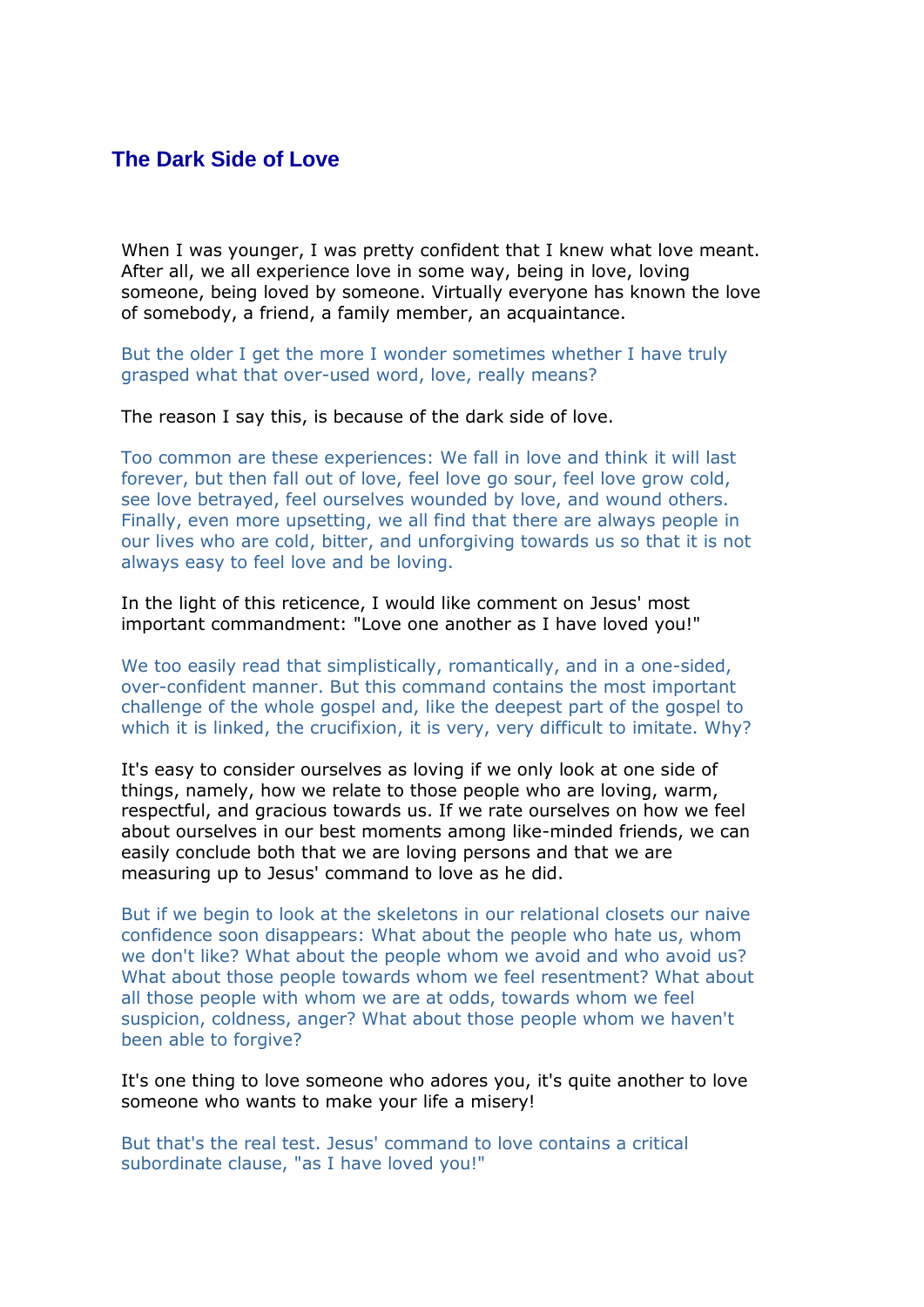# The Dark Side of Love

When I was younger, I was pretty confident that I knew what love meant. After all, we all experience love in some way, being in love, loving someone, being loved by someone. Virtually everyone has known the love of somebody, a friend, a family member, an acquaintance.

But the older I get the more I wonder sometimes whether I have truly grasped what that over-used word, love, really means?

The reason I say this, is because of the dark side of love.

Too common are these experiences: We fall in love and think it will last forever, but then fall out of love, feel love go sour, feel love grow cold, see love betrayed, feel ourselves wounded by love, and wound others. Finally, even more upsetting, we all find that there are always people in our lives who are cold, bitter, and unforgiving towards us so that it is not always easy to feel love and be loving.

In the light of this reticence, I would like comment on Jesus' most important commandment: "Love one another as I have loved you!"

We too easily read that simplistically, romantically, and in a one-sided, over-confident manner. But this command contains the most important challenge of the whole gospel and, like the deepest part of the gospel to which it is linked, the crucifixion, it is very, very difficult to imitate. Why?

It's easy to consider ourselves as loving if we only look at one side of things, namely, how we relate to those people who are loving, warm, respectful, and gracious towards us. If we rate ourselves on how we feel about ourselves in our best moments among like-minded friends, we can easily conclude both that we are loving persons and that we are measuring up to Jesus' command to love as he did.

But if we begin to look at the skeletons in our relational closets our naive confidence soon disappears: What about the people who hate us, whom we don't like? What about the people whom we avoid and who avoid us? What about those people towards whom we feel resentment? What about all those people with whom we are at odds, towards whom we feel suspicion, coldness, anger? What about those people whom we haven't been able to forgive?

It's one thing to love someone who adores you, it's quite another to love someone who wants to make your life a misery!

But that's the real test. Jesus' command to love contains a critical subordinate clause, "as I have loved you!"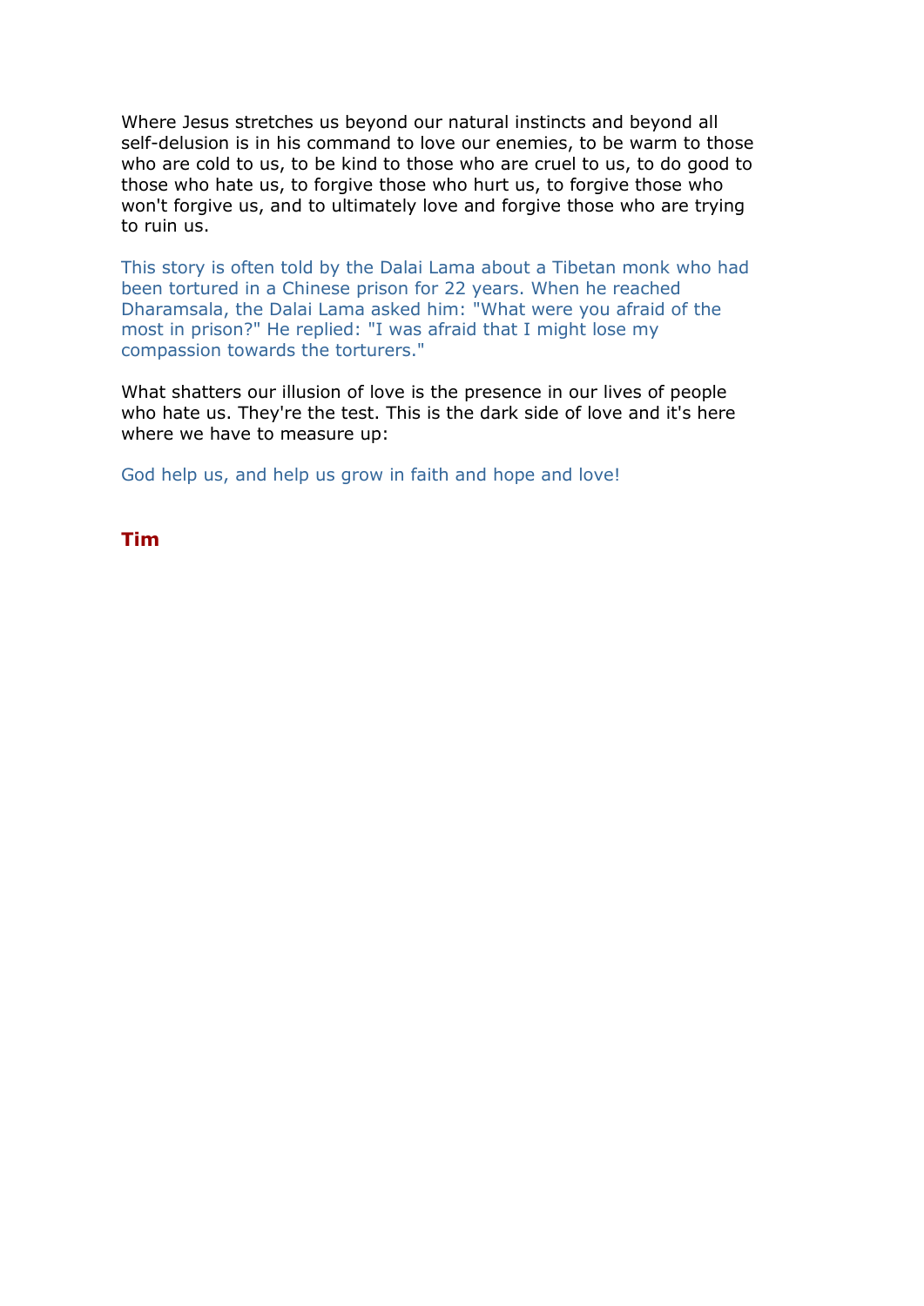Where Jesus stretches us beyond our natural instincts and beyond all self-delusion is in his command to love our enemies, to be warm to those who are cold to us, to be kind to those who are cruel to us, to do good to those who hate us, to forgive those who hurt us, to forgive those who won't forgive us, and to ultimately love and forgive those who are trying to ruin us.

This story is often told by the Dalai Lama about a Tibetan monk who had been tortured in a Chinese prison for 22 years. When he reached Dharamsala, the Dalai Lama asked him: "What were you afraid of the most in prison?" He replied: "I was afraid that I might lose my compassion towards the torturers."

What shatters our illusion of love is the presence in our lives of people who hate us. They're the test. This is the dark side of love and it's here where we have to measure up:

God help us, and help us grow in faith and hope and love!

**Tim**